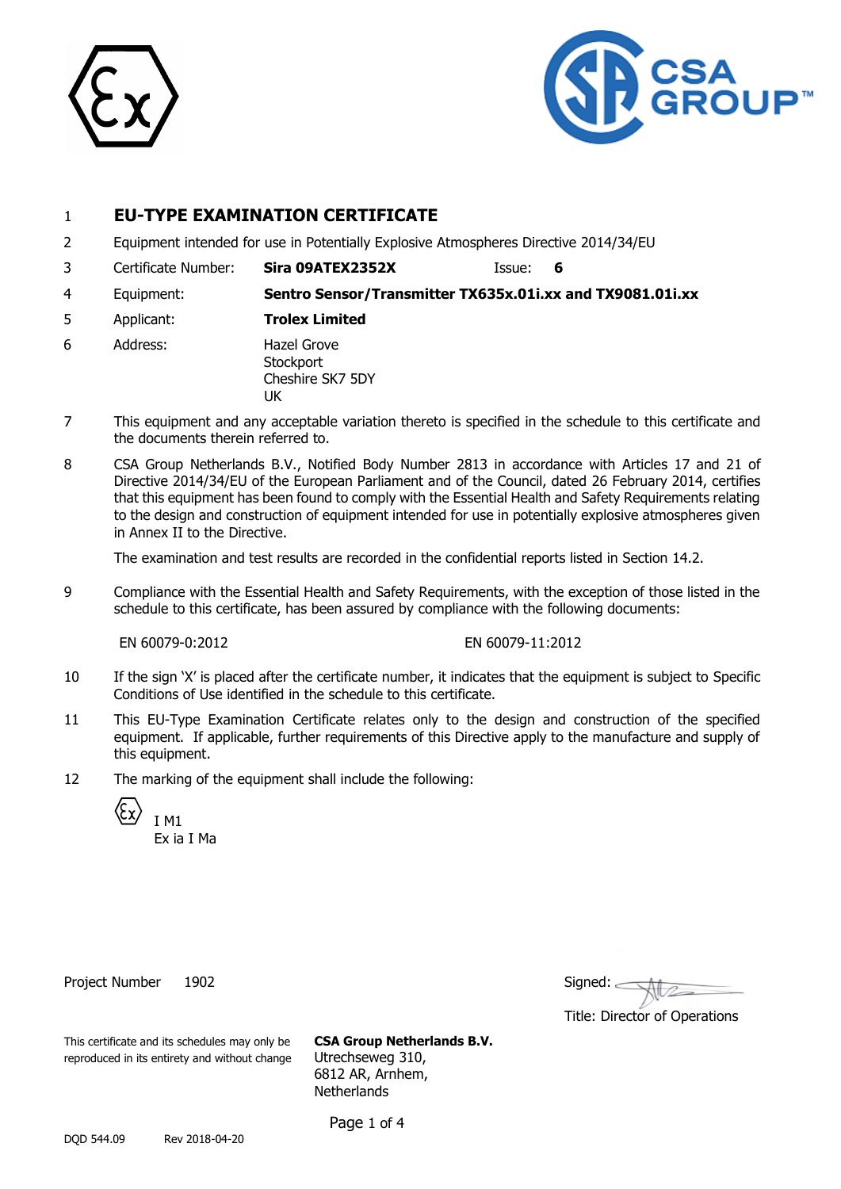1 **EU-TYPE EXAMINATION CERTIFICATE**

2 Equipment intended for use in Potentially Explosive Atmospheres Directive 2014/34/EU

3 Certificate Number: **Sira 09ATEX2352X** Issue: **6**

4 Equipment: **Sentro Sensor/Transmitter TX635x.01i.xx and TX9081.01i.xx**

5 Applicant: **Trolex Limited**

6 Address: Hazel Grove
Stockport
Cheshire SK7 5DY
UK

7 This equipment and any acceptable variation thereto is specified in the schedule to this certificate and the documents therein referred to.

8 CSA Group Netherlands B.V., Notified Body Number 2813 in accordance with Articles 17 and 21 of Directive 2014/34/EU of the European Parliament and of the Council, dated 26 February 2014, certifies that this equipment has been found to comply with the Essential Health and Safety Requirements relating to the design and construction of equipment intended for use in potentially explosive atmospheres given in Annex II to the Directive.

The examination and test results are recorded in the confidential reports listed in Section 14.2.

9 Compliance with the Essential Health and Safety Requirements, with the exception of those listed in the schedule to this certificate, has been assured by compliance with the following documents:

EN 60079-0:2012 EN 60079-11:2012

10 If the sign 'X' is placed after the certificate number, it indicates that the equipment is subject to Specific Conditions of Use identified in the schedule to this certificate.

11 This EU-Type Examination Certificate relates only to the design and construction of the specified equipment. If applicable, further requirements of this Directive apply to the manufacture and supply of this equipment.

12 The marking of the equipment shall include the following:

Ex I M1
Ex ia I Ma

Project Number 1902

Signed:

Title: Director of Operations

This certificate and its schedules may only be reproduced in its entirety and without change

**CSA Group Netherlands B.V.**
Utrechseweg 310,
6812 AR, Arnhem,
Netherlands

DQD 544.09 Rev 2018-04-20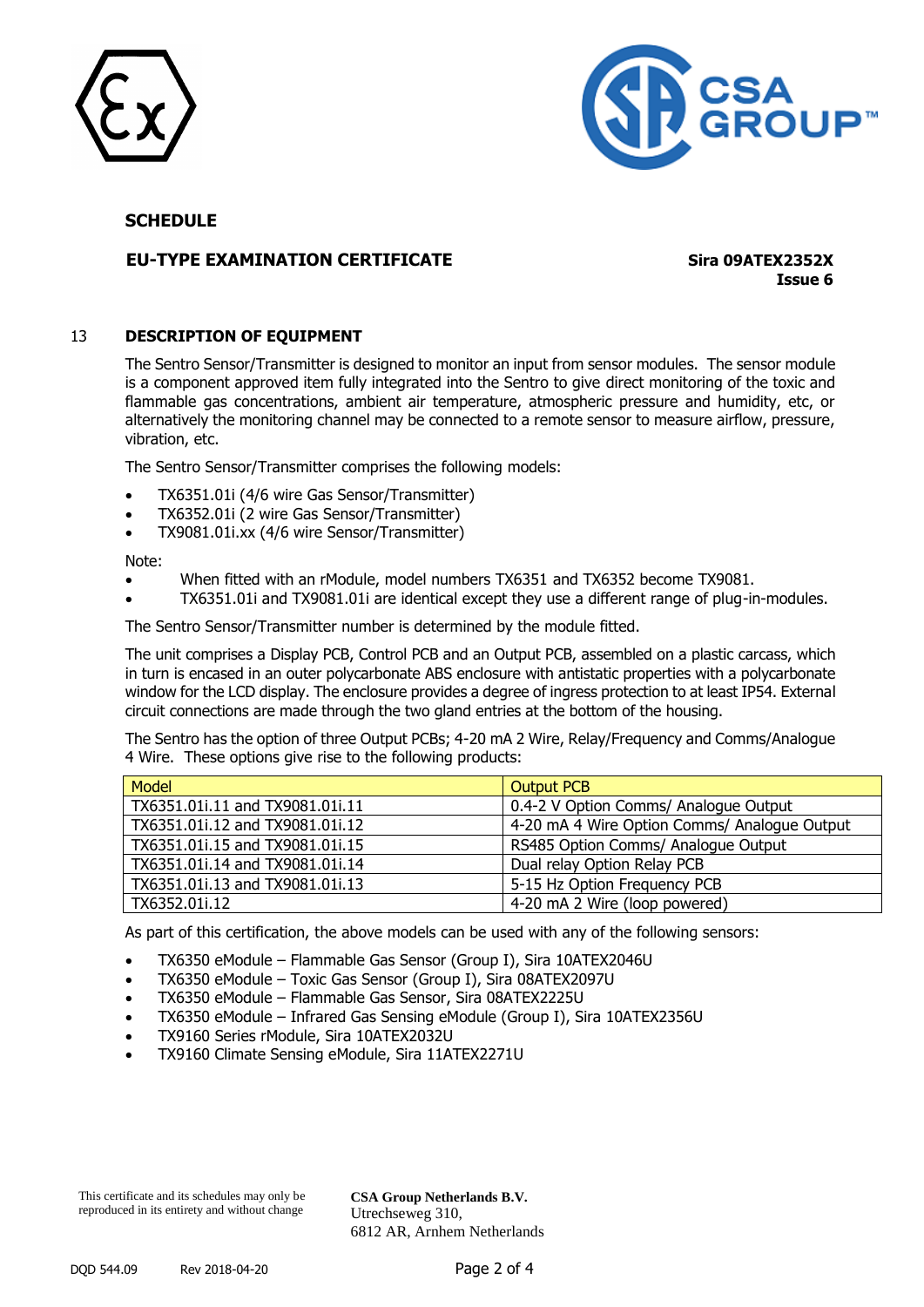## SCHEDULE

**EU-TYPE EXAMINATION CERTIFICATE**

**Sira 09ATEX2352X**
**Issue 6**

## 13 DESCRIPTION OF EQUIPMENT

The Sentro Sensor/Transmitter is designed to monitor an input from sensor modules. The sensor module is a component approved item fully integrated into the Sentro to give direct monitoring of the toxic and flammable gas concentrations, ambient air temperature, atmospheric pressure and humidity, etc, or alternatively the monitoring channel may be connected to a remote sensor to measure airflow, pressure, vibration, etc.

The Sentro Sensor/Transmitter comprises the following models:

- TX6351.01i (4/6 wire Gas Sensor/Transmitter)
- TX6352.01i (2 wire Gas Sensor/Transmitter)
- TX9081.01i.xx (4/6 wire Sensor/Transmitter)

Note:

- When fitted with an rModule, model numbers TX6351 and TX6352 become TX9081.
- TX6351.01i and TX9081.01i are identical except they use a different range of plug-in-modules.

The Sentro Sensor/Transmitter number is determined by the module fitted.

The unit comprises a Display PCB, Control PCB and an Output PCB, assembled on a plastic carcass, which in turn is encased in an outer polycarbonate ABS enclosure with antistatic properties with a polycarbonate window for the LCD display. The enclosure provides a degree of ingress protection to at least IP54. External circuit connections are made through the two gland entries at the bottom of the housing.

The Sentro has the option of three Output PCBs; 4-20 mA 2 Wire, Relay/Frequency and Comms/Analogue 4 Wire. These options give rise to the following products:

| Model | Output PCB |
|---|---|
| TX6351.01i.11 and TX9081.01i.11 | 0.4-2 V Option Comms/ Analogue Output |
| TX6351.01i.12 and TX9081.01i.12 | 4-20 mA 4 Wire Option Comms/ Analogue Output |
| TX6351.01i.15 and TX9081.01i.15 | RS485 Option Comms/ Analogue Output |
| TX6351.01i.14 and TX9081.01i.14 | Dual relay Option Relay PCB |
| TX6351.01i.13 and TX9081.01i.13 | 5-15 Hz Option Frequency PCB |
| TX6352.01i.12 | 4-20 mA 2 Wire (loop powered) |

As part of this certification, the above models can be used with any of the following sensors:

- TX6350 eModule – Flammable Gas Sensor (Group I), Sira 10ATEX2046U
- TX6350 eModule – Toxic Gas Sensor (Group I), Sira 08ATEX2097U
- TX6350 eModule – Flammable Gas Sensor, Sira 08ATEX2225U
- TX6350 eModule – Infrared Gas Sensing eModule (Group I), Sira 10ATEX2356U
- TX9160 Series rModule, Sira 10ATEX2032U
- TX9160 Climate Sensing eModule, Sira 11ATEX2271U

This certificate and its schedules may only be reproduced in its entirety and without change

**CSA Group Netherlands B.V.**
Utrechseweg 310,
6812 AR, Arnhem Netherlands

DQD 544.09 Rev 2018-04-20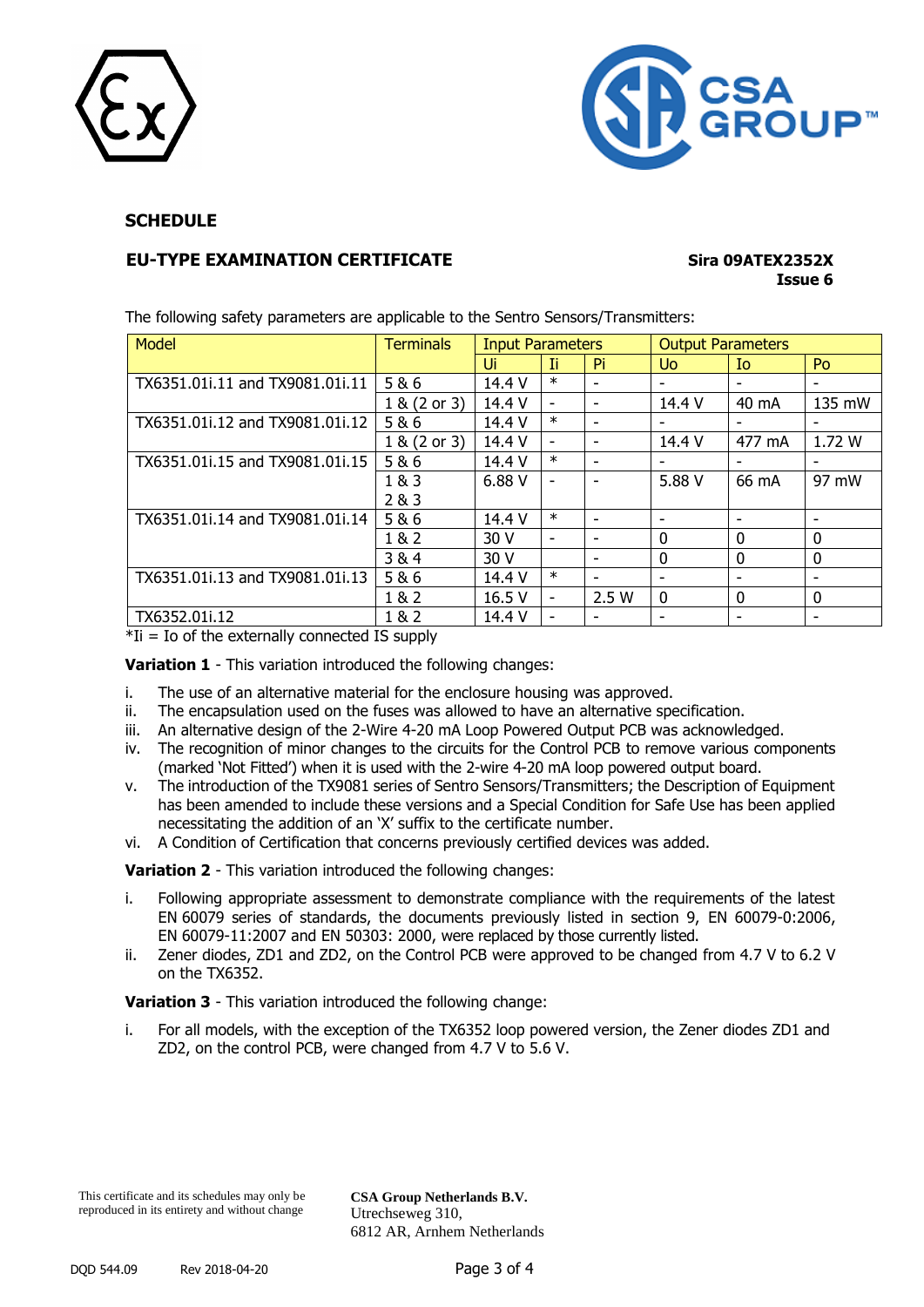## SCHEDULE

**EU-TYPE EXAMINATION CERTIFICATE** **Sira 09ATEX2352X**
**Issue 6**

The following safety parameters are applicable to the Sentro Sensors/Transmitters:

| Model | Terminals | Input Parameters | | | Output Parameters | | |
|---|---|---|---|---|---|---|---|
| | | Ui | Ii | Pi | Uo | Io | Po |
| TX6351.01i.11 and TX9081.01i.11 | 5 & 6 | 14.4 V | * | - | - | - | - |
| | 1 & (2 or 3) | 14.4 V | - | - | 14.4 V | 40 mA | 135 mW |
| TX6351.01i.12 and TX9081.01i.12 | 5 & 6 | 14.4 V | * | - | - | - | - |
| | 1 & (2 or 3) | 14.4 V | - | - | 14.4 V | 477 mA | 1.72 W |
| TX6351.01i.15 and TX9081.01i.15 | 5 & 6 | 14.4 V | * | - | - | - | - |
| | 1 & 3<br>2 & 3 | 6.88 V | - | - | 5.88 V | 66 mA | 97 mW |
| TX6351.01i.14 and TX9081.01i.14 | 5 & 6 | 14.4 V | * | - | - | - | - |
| | 1 & 2 | 30 V | - | - | 0 | 0 | 0 |
| | 3 & 4 | 30 V | | - | 0 | 0 | 0 |
| TX6351.01i.13 and TX9081.01i.13 | 5 & 6 | 14.4 V | * | - | - | - | - |
| | 1 & 2 | 16.5 V | - | 2.5 W | 0 | 0 | 0 |
| TX6352.01i.12 | 1 & 2 | 14.4 V | - | - | - | - | - |

*Ii = Io of the externally connected IS supply

**Variation 1** - This variation introduced the following changes:

i. The use of an alternative material for the enclosure housing was approved.
ii. The encapsulation used on the fuses was allowed to have an alternative specification.
iii. An alternative design of the 2-Wire 4-20 mA Loop Powered Output PCB was acknowledged.
iv. The recognition of minor changes to the circuits for the Control PCB to remove various components (marked 'Not Fitted') when it is used with the 2-wire 4-20 mA loop powered output board.
v. The introduction of the TX9081 series of Sentro Sensors/Transmitters; the Description of Equipment has been amended to include these versions and a Special Condition for Safe Use has been applied necessitating the addition of an 'X' suffix to the certificate number.
vi. A Condition of Certification that concerns previously certified devices was added.

**Variation 2** - This variation introduced the following changes:

i. Following appropriate assessment to demonstrate compliance with the requirements of the latest EN 60079 series of standards, the documents previously listed in section 9, EN 60079-0:2006, EN 60079-11:2007 and EN 50303: 2000, were replaced by those currently listed.
ii. Zener diodes, ZD1 and ZD2, on the Control PCB were approved to be changed from 4.7 V to 6.2 V on the TX6352.

**Variation 3** - This variation introduced the following change:

i. For all models, with the exception of the TX6352 loop powered version, the Zener diodes ZD1 and ZD2, on the control PCB, were changed from 4.7 V to 5.6 V.

This certificate and its schedules may only be reproduced in its entirety and without change

**CSA Group Netherlands B.V.**
Utrechseweg 310,
6812 AR, Arnhem Netherlands

DQD 544.09 Rev 2018-04-20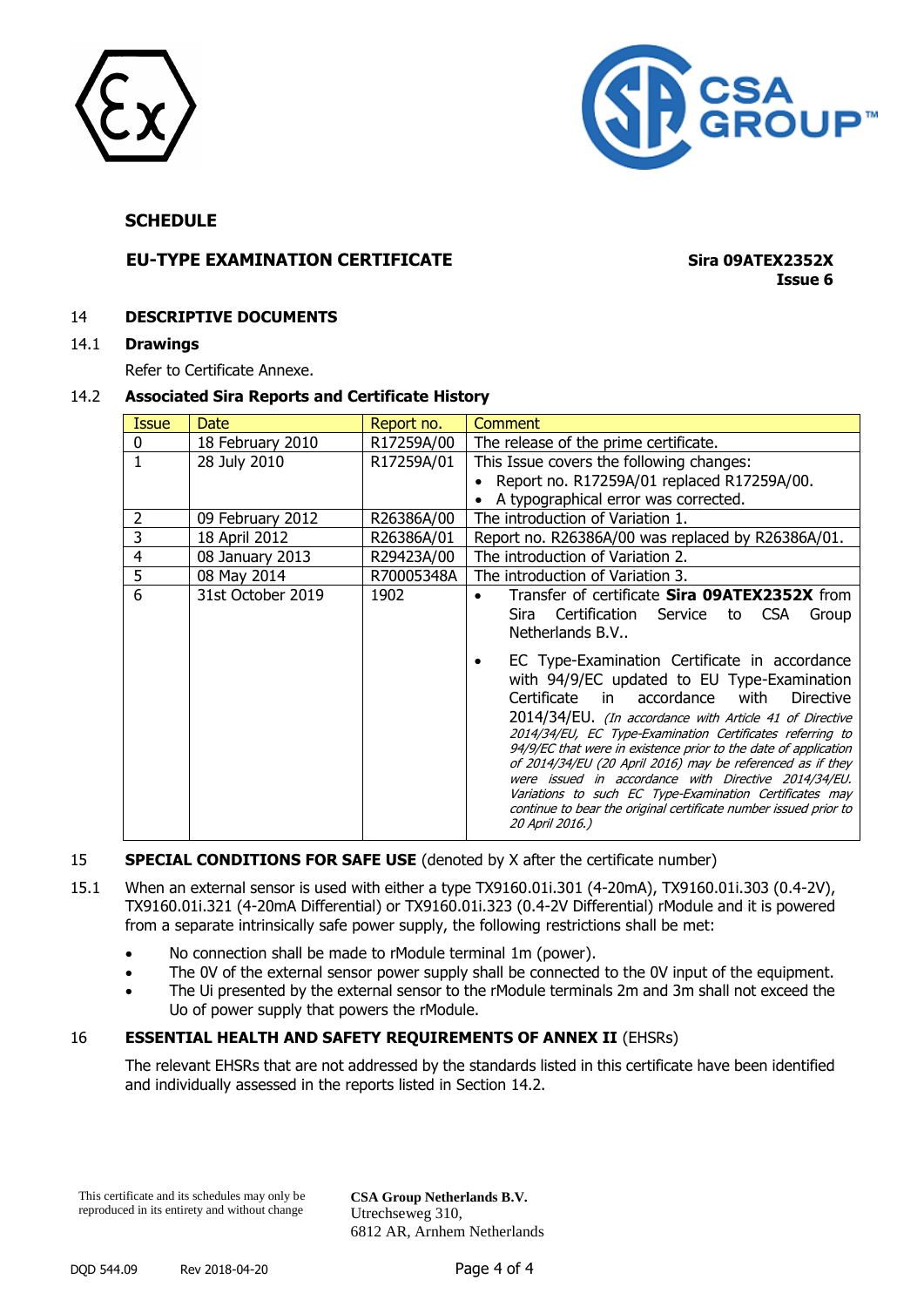**SCHEDULE**

**EU-TYPE EXAMINATION CERTIFICATE**

**Sira 09ATEX2352X**
**Issue 6**

## 14 DESCRIPTIVE DOCUMENTS

### 14.1 Drawings

Refer to Certificate Annexe.

### 14.2 Associated Sira Reports and Certificate History

| Issue | Date | Report no. | Comment |
|---|---|---|---|
| 0 | 18 February 2010 | R17259A/00 | The release of the prime certificate. |
| 1 | 28 July 2010 | R17259A/01 | This Issue covers the following changes: • Report no. R17259A/01 replaced R17259A/00. • A typographical error was corrected. |
| 2 | 09 February 2012 | R26386A/00 | The introduction of Variation 1. |
| 3 | 18 April 2012 | R26386A/01 | Report no. R26386A/00 was replaced by R26386A/01. |
| 4 | 08 January 2013 | R29423A/00 | The introduction of Variation 2. |
| 5 | 08 May 2014 | R70005348A | The introduction of Variation 3. |
| 6 | 31st October 2019 | 1902 | • Transfer of certificate **Sira 09ATEX2352X** from Sira Certification Service to CSA Group Netherlands B.V.. • EC Type-Examination Certificate in accordance with 94/9/EC updated to EU Type-Examination Certificate in accordance with Directive 2014/34/EU. *(In accordance with Article 41 of Directive 2014/34/EU, EC Type-Examination Certificates referring to 94/9/EC that were in existence prior to the date of application of 2014/34/EU (20 April 2016) may be referenced as if they were issued in accordance with Directive 2014/34/EU. Variations to such EC Type-Examination Certificates may continue to bear the original certificate number issued prior to 20 April 2016.)* |

## 15 SPECIAL CONDITIONS FOR SAFE USE (denoted by X after the certificate number)

15.1 When an external sensor is used with either a type TX9160.01i.301 (4-20mA), TX9160.01i.303 (0.4-2V), TX9160.01i.321 (4-20mA Differential) or TX9160.01i.323 (0.4-2V Differential) rModule and it is powered from a separate intrinsically safe power supply, the following restrictions shall be met:

- No connection shall be made to rModule terminal 1m (power).
- The 0V of the external sensor power supply shall be connected to the 0V input of the equipment.
- The Ui presented by the external sensor to the rModule terminals 2m and 3m shall not exceed the Uo of power supply that powers the rModule.

## 16 ESSENTIAL HEALTH AND SAFETY REQUIREMENTS OF ANNEX II (EHSRs)

The relevant EHSRs that are not addressed by the standards listed in this certificate have been identified and individually assessed in the reports listed in Section 14.2.

This certificate and its schedules may only be reproduced in its entirety and without change

**CSA Group Netherlands B.V.**
Utrechseweg 310,
6812 AR, Arnhem Netherlands

DQD 544.09 Rev 2018-04-20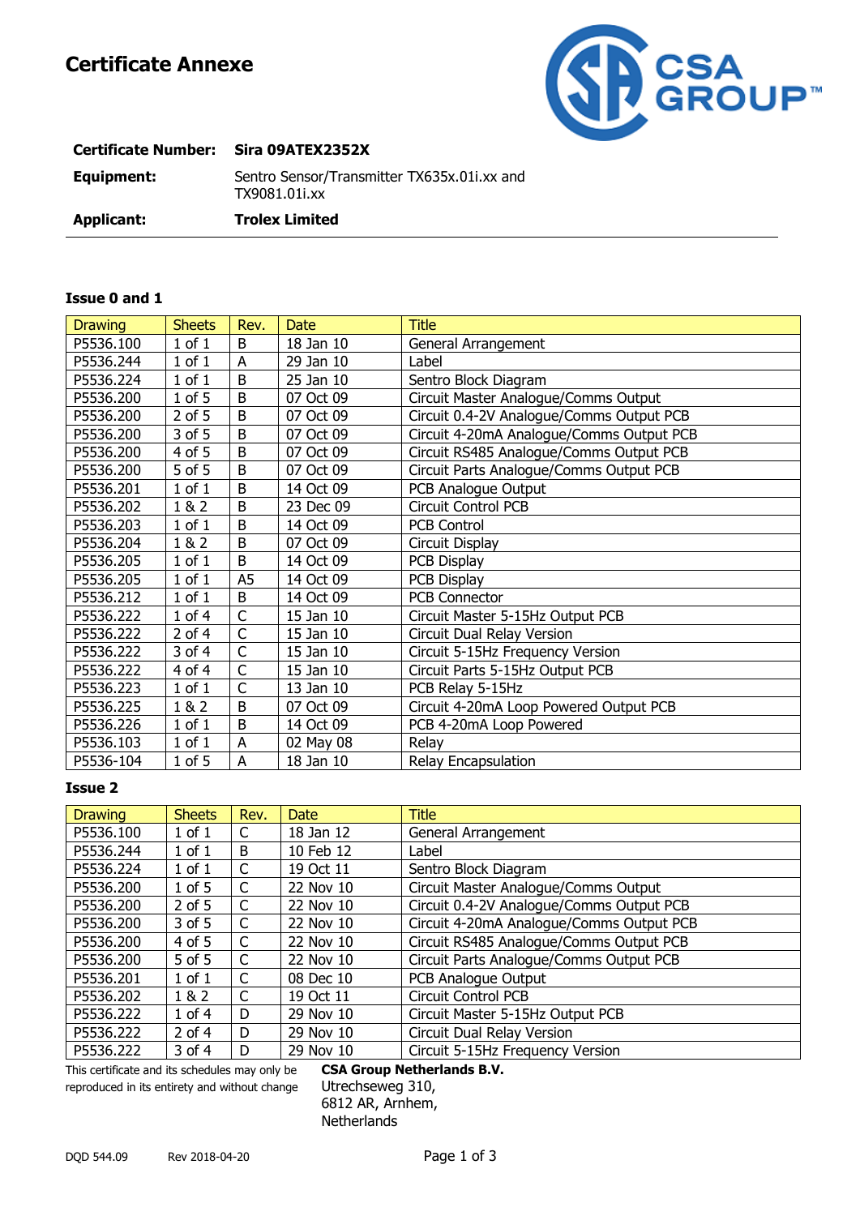# Certificate Annexe

**Certificate Number:** **Sira 09ATEX2352X**

**Equipment:** Sentro Sensor/Transmitter TX635x.01i.xx and TX9081.01i.xx

**Applicant:** **Trolex Limited**

### Issue 0 and 1

| Drawing | Sheets | Rev. | Date | Title |
|---|---|---|---|---|
| P5536.100 | 1 of 1 | B | 18 Jan 10 | General Arrangement |
| P5536.244 | 1 of 1 | A | 29 Jan 10 | Label |
| P5536.224 | 1 of 1 | B | 25 Jan 10 | Sentro Block Diagram |
| P5536.200 | 1 of 5 | B | 07 Oct 09 | Circuit Master Analogue/Comms Output |
| P5536.200 | 2 of 5 | B | 07 Oct 09 | Circuit 0.4-2V Analogue/Comms Output PCB |
| P5536.200 | 3 of 5 | B | 07 Oct 09 | Circuit 4-20mA Analogue/Comms Output PCB |
| P5536.200 | 4 of 5 | B | 07 Oct 09 | Circuit RS485 Analogue/Comms Output PCB |
| P5536.200 | 5 of 5 | B | 07 Oct 09 | Circuit Parts Analogue/Comms Output PCB |
| P5536.201 | 1 of 1 | B | 14 Oct 09 | PCB Analogue Output |
| P5536.202 | 1 & 2 | B | 23 Dec 09 | Circuit Control PCB |
| P5536.203 | 1 of 1 | B | 14 Oct 09 | PCB Control |
| P5536.204 | 1 & 2 | B | 07 Oct 09 | Circuit Display |
| P5536.205 | 1 of 1 | B | 14 Oct 09 | PCB Display |
| P5536.205 | 1 of 1 | A5 | 14 Oct 09 | PCB Display |
| P5536.212 | 1 of 1 | B | 14 Oct 09 | PCB Connector |
| P5536.222 | 1 of 4 | C | 15 Jan 10 | Circuit Master 5-15Hz Output PCB |
| P5536.222 | 2 of 4 | C | 15 Jan 10 | Circuit Dual Relay Version |
| P5536.222 | 3 of 4 | C | 15 Jan 10 | Circuit 5-15Hz Frequency Version |
| P5536.222 | 4 of 4 | C | 15 Jan 10 | Circuit Parts 5-15Hz Output PCB |
| P5536.223 | 1 of 1 | C | 13 Jan 10 | PCB Relay 5-15Hz |
| P5536.225 | 1 & 2 | B | 07 Oct 09 | Circuit 4-20mA Loop Powered Output PCB |
| P5536.226 | 1 of 1 | B | 14 Oct 09 | PCB 4-20mA Loop Powered |
| P5536.103 | 1 of 1 | A | 02 May 08 | Relay |
| P5536-104 | 1 of 5 | A | 18 Jan 10 | Relay Encapsulation |

### Issue 2

| Drawing | Sheets | Rev. | Date | Title |
|---|---|---|---|---|
| P5536.100 | 1 of 1 | C | 18 Jan 12 | General Arrangement |
| P5536.244 | 1 of 1 | B | 10 Feb 12 | Label |
| P5536.224 | 1 of 1 | C | 19 Oct 11 | Sentro Block Diagram |
| P5536.200 | 1 of 5 | C | 22 Nov 10 | Circuit Master Analogue/Comms Output |
| P5536.200 | 2 of 5 | C | 22 Nov 10 | Circuit 0.4-2V Analogue/Comms Output PCB |
| P5536.200 | 3 of 5 | C | 22 Nov 10 | Circuit 4-20mA Analogue/Comms Output PCB |
| P5536.200 | 4 of 5 | C | 22 Nov 10 | Circuit RS485 Analogue/Comms Output PCB |
| P5536.200 | 5 of 5 | C | 22 Nov 10 | Circuit Parts Analogue/Comms Output PCB |
| P5536.201 | 1 of 1 | C | 08 Dec 10 | PCB Analogue Output |
| P5536.202 | 1 & 2 | C | 19 Oct 11 | Circuit Control PCB |
| P5536.222 | 1 of 4 | D | 29 Nov 10 | Circuit Master 5-15Hz Output PCB |
| P5536.222 | 2 of 4 | D | 29 Nov 10 | Circuit Dual Relay Version |
| P5536.222 | 3 of 4 | D | 29 Nov 10 | Circuit 5-15Hz Frequency Version |

This certificate and its schedules may only be reproduced in its entirety and without change

**CSA Group Netherlands B.V.**
Utrechseweg 310,
6812 AR, Arnhem,
Netherlands

DQD 544.09 Rev 2018-04-20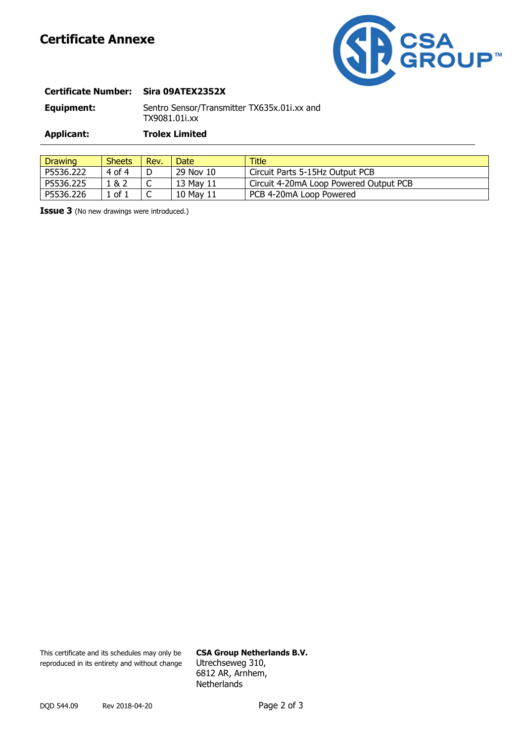# Certificate Annexe

**Certificate Number:** **Sira 09ATEX2352X**

**Equipment:** Sentro Sensor/Transmitter TX635x.01i.xx and TX9081.01i.xx

**Applicant:** **Trolex Limited**

| Drawing | Sheets | Rev. | Date | Title |
|---|---|---|---|---|
| P5536.222 | 4 of 4 | D | 29 Nov 10 | Circuit Parts 5-15Hz Output PCB |
| P5536.225 | 1 & 2 | C | 13 May 11 | Circuit 4-20mA Loop Powered Output PCB |
| P5536.226 | 1 of 1 | C | 10 May 11 | PCB 4-20mA Loop Powered |

**Issue 3** (No new drawings were introduced.)

This certificate and its schedules may only be reproduced in its entirety and without change

**CSA Group Netherlands B.V.**
Utrechseweg 310,
6812 AR, Arnhem,
Netherlands

DQD 544.09 Rev 2018-04-20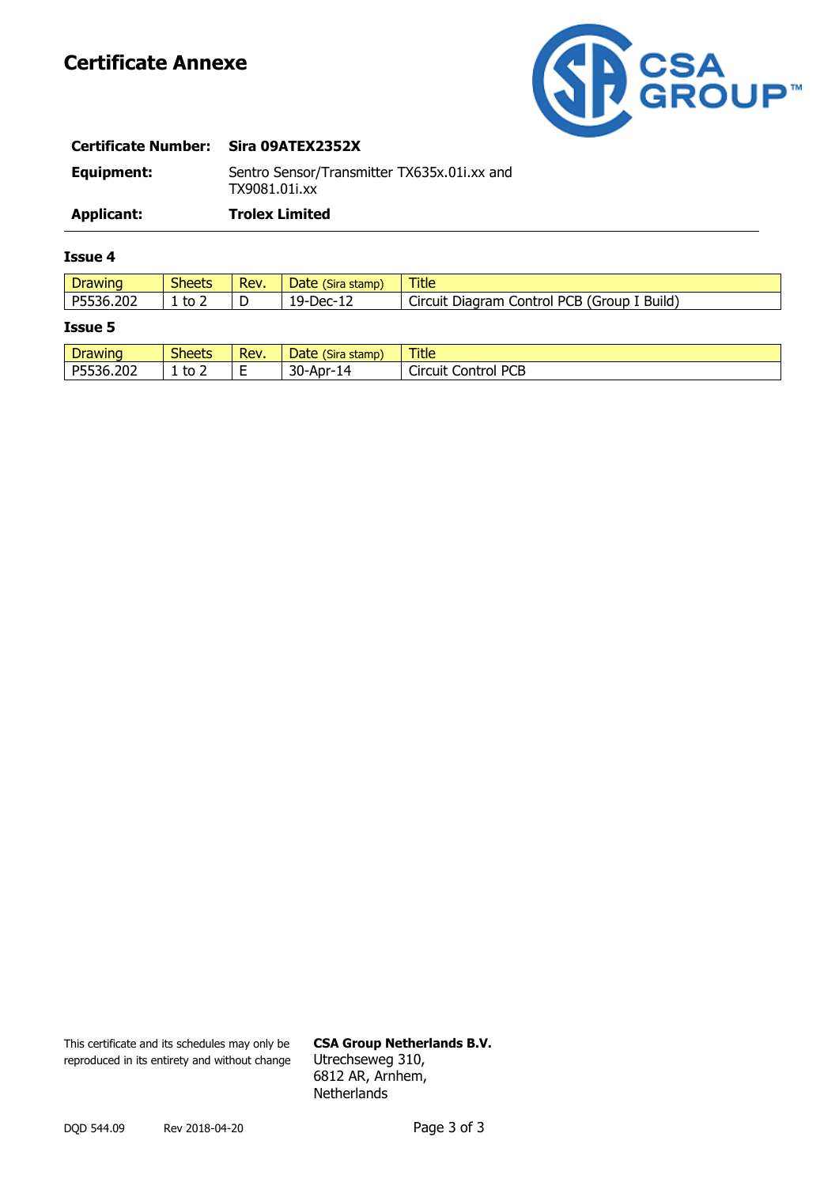# Certificate Annexe

| | |
|---|---|
| **Certificate Number:** | **Sira 09ATEX2352X** |
| **Equipment:** | Sentro Sensor/Transmitter TX635x.01i.xx and TX9081.01i.xx |
| **Applicant:** | **Trolex Limited** |

### Issue 4

| Drawing | Sheets | Rev. | Date (Sira stamp) | Title |
|---|---|---|---|---|
| P5536.202 | 1 to 2 | D | 19-Dec-12 | Circuit Diagram Control PCB (Group I Build) |

### Issue 5

| Drawing | Sheets | Rev. | Date (Sira stamp) | Title |
|---|---|---|---|---|
| P5536.202 | 1 to 2 | E | 30-Apr-14 | Circuit Control PCB |

This certificate and its schedules may only be reproduced in its entirety and without change

**CSA Group Netherlands B.V.**
Utrechseweg 310,
6812 AR, Arnhem,
Netherlands

DQD 544.09 Rev 2018-04-20